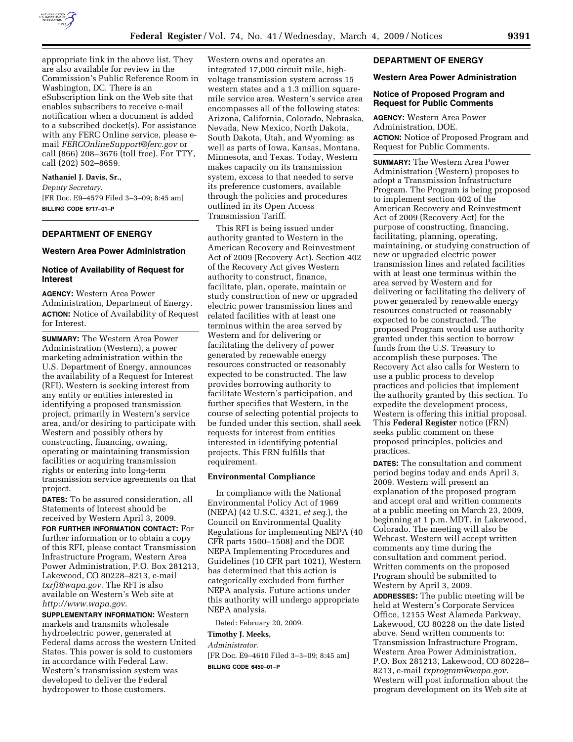appropriate link in the above list. They are also available for review in the Commission's Public Reference Room in Washington, DC. There is an eSubscription link on the Web site that enables subscribers to receive e-mail notification when a document is added to a subscribed docket(s). For assistance with any FERC Online service, please e-mail *FERCOnlineSupport@ferc.gov* or call (866) 208–3676 (toll free). For TTY, call (202) 502–8659.

**Nathaniel J. Davis, Sr.,**

*Deputy Secretary.*

[FR Doc. E9–4579 Filed 3–3–09; 8:45 am]

**BILLING CODE 6717–01–P**

---

## DEPARTMENT OF ENERGY

### Western Area Power Administration

### Notice of Availability of Request for Interest

**AGENCY:** Western Area Power Administration, Department of Energy.

**ACTION:** Notice of Availability of Request for Interest.

**SUMMARY:** The Western Area Power Administration (Western), a power marketing administration within the U.S. Department of Energy, announces the availability of a Request for Interest (RFI). Western is seeking interest from any entity or entities interested in identifying a proposed transmission project, primarily in Western's service area, and/or desiring to participate with Western and possibly others by constructing, financing, owning, operating or maintaining transmission facilities or acquiring transmission rights or entering into long-term transmission service agreements on that project.

**DATES:** To be assured consideration, all Statements of Interest should be received by Western April 3, 2009.

**FOR FURTHER INFORMATION CONTACT:** For further information or to obtain a copy of this RFI, please contact Transmission Infrastructure Program, Western Area Power Administration, P.O. Box 281213, Lakewood, CO 80228–8213, e-mail *txrfi@wapa.gov*. The RFI is also available on Western's Web site at *http://www.wapa.gov*.

**SUPPLEMENTARY INFORMATION:** Western markets and transmits wholesale hydroelectric power, generated at Federal dams across the western United States. This power is sold to customers in accordance with Federal Law. Western's transmission system was developed to deliver the Federal hydropower to those customers. Western owns and operates an integrated 17,000 circuit mile, high-voltage transmission system across 15 western states and a 1.3 million square-mile service area. Western's service area encompasses all of the following states: Arizona, California, Colorado, Nebraska, Nevada, New Mexico, North Dakota, South Dakota, Utah, and Wyoming: as well as parts of Iowa, Kansas, Montana, Minnesota, and Texas. Today, Western makes capacity on its transmission system, excess to that needed to serve its preference customers, available through the policies and procedures outlined in its Open Access Transmission Tariff.

This RFI is being issued under authority granted to Western in the American Recovery and Reinvestment Act of 2009 (Recovery Act). Section 402 of the Recovery Act gives Western authority to construct, finance, facilitate, plan, operate, maintain or study construction of new or upgraded electric power transmission lines and related facilities with at least one terminus within the area served by Western and for delivering or facilitating the delivery of power generated by renewable energy resources constructed or reasonably expected to be constructed. The law provides borrowing authority to facilitate Western's participation, and further specifies that Western, in the course of selecting potential projects to be funded under this section, shall seek requests for interest from entities interested in identifying potential projects. This FRN fulfills that requirement.

#### Environmental Compliance

In compliance with the National Environmental Policy Act of 1969 (NEPA) (42 U.S.C. 4321, *et seq.*), the Council on Environmental Quality Regulations for implementing NEPA (40 CFR parts 1500–1508) and the DOE NEPA Implementing Procedures and Guidelines (10 CFR part 1021), Western has determined that this action is categorically excluded from further NEPA analysis. Future actions under this authority will undergo appropriate NEPA analysis.

Dated: February 20, 2009.

**Timothy J. Meeks,**

*Administrator.*

[FR Doc. E9–4610 Filed 3–3–09; 8:45 am]

**BILLING CODE 6450–01–P**

---

## DEPARTMENT OF ENERGY

### Western Area Power Administration

### Notice of Proposed Program and Request for Public Comments

**AGENCY:** Western Area Power Administration, DOE.

**ACTION:** Notice of Proposed Program and Request for Public Comments.

**SUMMARY:** The Western Area Power Administration (Western) proposes to adopt a Transmission Infrastructure Program. The Program is being proposed to implement section 402 of the American Recovery and Reinvestment Act of 2009 (Recovery Act) for the purpose of constructing, financing, facilitating, planning, operating, maintaining, or studying construction of new or upgraded electric power transmission lines and related facilities with at least one terminus within the area served by Western and for delivering or facilitating the delivery of power generated by renewable energy resources constructed or reasonably expected to be constructed. The proposed Program would use authority granted under this section to borrow funds from the U.S. Treasury to accomplish these purposes. The Recovery Act also calls for Western to use a public process to develop practices and policies that implement the authority granted by this section. To expedite the development process, Western is offering this initial proposal. This **Federal Register** notice (FRN) seeks public comment on these proposed principles, policies and practices.

**DATES:** The consultation and comment period begins today and ends April 3, 2009. Western will present an explanation of the proposed program and accept oral and written comments at a public meeting on March 23, 2009, beginning at 1 p.m. MDT, in Lakewood, Colorado. The meeting will also be Webcast. Western will accept written comments any time during the consultation and comment period. Written comments on the proposed Program should be submitted to Western by April 3, 2009.

**ADDRESSES:** The public meeting will be held at Western's Corporate Services Office, 12155 West Alameda Parkway, Lakewood, CO 80228 on the date listed above. Send written comments to: Transmission Infrastructure Program, Western Area Power Administration, P.O. Box 281213, Lakewood, CO 80228–8213, e-mail *txprogram@wapa.gov.* Western will post information about the program development on its Web site at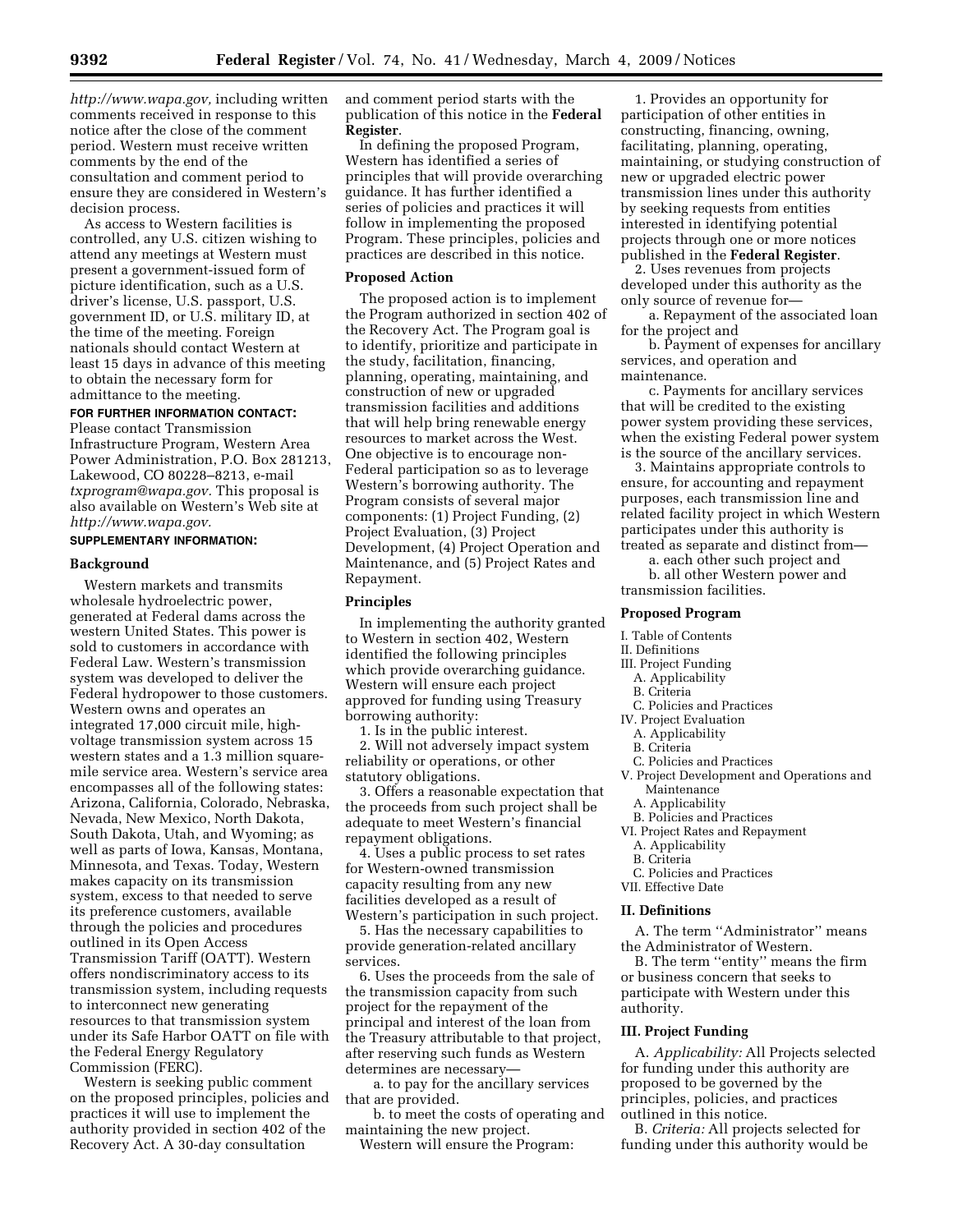*http://www.wapa.gov,* including written comments received in response to this notice after the close of the comment period. Western must receive written comments by the end of the consultation and comment period to ensure they are considered in Western's decision process.

As access to Western facilities is controlled, any U.S. citizen wishing to attend any meetings at Western must present a government-issued form of picture identification, such as a U.S. driver's license, U.S. passport, U.S. government ID, or U.S. military ID, at the time of the meeting. Foreign nationals should contact Western at least 15 days in advance of this meeting to obtain the necessary form for admittance to the meeting.

**FOR FURTHER INFORMATION CONTACT:** Please contact Transmission Infrastructure Program, Western Area Power Administration, P.O. Box 281213, Lakewood, CO 80228–8213, e-mail *txprogram@wapa.gov.* This proposal is also available on Western's Web site at *http://www.wapa.gov.*

**SUPPLEMENTARY INFORMATION:**

### Background

Western markets and transmits wholesale hydroelectric power, generated at Federal dams across the western United States. This power is sold to customers in accordance with Federal Law. Western's transmission system was developed to deliver the Federal hydropower to those customers. Western owns and operates an integrated 17,000 circuit mile, high-voltage transmission system across 15 western states and a 1.3 million square-mile service area. Western's service area encompasses all of the following states: Arizona, California, Colorado, Nebraska, Nevada, New Mexico, North Dakota, South Dakota, Utah, and Wyoming; as well as parts of Iowa, Kansas, Montana, Minnesota, and Texas. Today, Western makes capacity on its transmission system, excess to that needed to serve its preference customers, available through the policies and procedures outlined in its Open Access Transmission Tariff (OATT). Western offers nondiscriminatory access to its transmission system, including requests to interconnect new generating resources to that transmission system under its Safe Harbor OATT on file with the Federal Energy Regulatory Commission (FERC).

Western is seeking public comment on the proposed principles, policies and practices it will use to implement the authority provided in section 402 of the Recovery Act. A 30-day consultation and comment period starts with the publication of this notice in the **Federal Register**.

In defining the proposed Program, Western has identified a series of principles that will provide overarching guidance. It has further identified a series of policies and practices it will follow in implementing the proposed Program. These principles, policies and practices are described in this notice.

### Proposed Action

The proposed action is to implement the Program authorized in section 402 of the Recovery Act. The Program goal is to identify, prioritize and participate in the study, facilitation, financing, planning, operating, maintaining, and construction of new or upgraded transmission facilities and additions that will help bring renewable energy resources to market across the West. One objective is to encourage non-Federal participation so as to leverage Western's borrowing authority. The Program consists of several major components: (1) Project Funding, (2) Project Evaluation, (3) Project Development, (4) Project Operation and Maintenance, and (5) Project Rates and Repayment.

### Principles

In implementing the authority granted to Western in section 402, Western identified the following principles which provide overarching guidance. Western will ensure each project approved for funding using Treasury borrowing authority:

1. Is in the public interest.
2. Will not adversely impact system reliability or operations, or other statutory obligations.
3. Offers a reasonable expectation that the proceeds from such project shall be adequate to meet Western's financial repayment obligations.
4. Uses a public process to set rates for Western-owned transmission capacity resulting from any new facilities developed as a result of Western's participation in such project.
5. Has the necessary capabilities to provide generation-related ancillary services.
6. Uses the proceeds from the sale of the transmission capacity from such project for the repayment of the principal and interest of the loan from the Treasury attributable to that project, after reserving such funds as Western determines are necessary—
   a. to pay for the ancillary services that are provided.
   b. to meet the costs of operating and maintaining the new project.

Western will ensure the Program:

1. Provides an opportunity for participation of other entities in constructing, financing, owning, facilitating, planning, operating, maintaining, or studying construction of new or upgraded electric power transmission lines under this authority by seeking requests from entities interested in identifying potential projects through one or more notices published in the **Federal Register**.
2. Uses revenues from projects developed under this authority as the only source of revenue for—
   a. Repayment of the associated loan for the project and
   b. Payment of expenses for ancillary services, and operation and maintenance.
   c. Payments for ancillary services that will be credited to the existing power system providing these services, when the existing Federal power system is the source of the ancillary services.
3. Maintains appropriate controls to ensure, for accounting and repayment purposes, each transmission line and related facility project in which Western participates under this authority is treated as separate and distinct from—
   a. each other such project and
   b. all other Western power and transmission facilities.

### Proposed Program

I. Table of Contents
II. Definitions
III. Project Funding
  A. Applicability
  B. Criteria
  C. Policies and Practices
IV. Project Evaluation
  A. Applicability
  B. Criteria
  C. Policies and Practices
V. Project Development and Operations and Maintenance
  A. Applicability
  B. Policies and Practices
VI. Project Rates and Repayment
  A. Applicability
  B. Criteria
  C. Policies and Practices
VII. Effective Date

### II. Definitions

A. The term ''Administrator'' means the Administrator of Western.

B. The term ''entity'' means the firm or business concern that seeks to participate with Western under this authority.

### III. Project Funding

A. *Applicability:* All Projects selected for funding under this authority are proposed to be governed by the principles, policies, and practices outlined in this notice.

B. *Criteria:* All projects selected for funding under this authority would be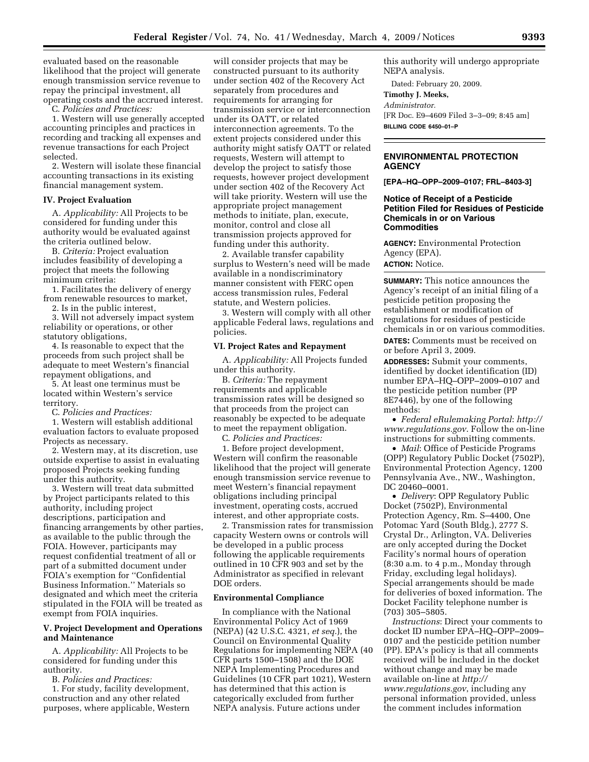evaluated based on the reasonable likelihood that the project will generate enough transmission service revenue to repay the principal investment, all operating costs and the accrued interest.

C. *Policies and Practices:*

1. Western will use generally accepted accounting principles and practices in recording and tracking all expenses and revenue transactions for each Project selected.

2. Western will isolate these financial accounting transactions in its existing financial management system.

### IV. Project Evaluation

A. *Applicability:* All Projects to be considered for funding under this authority would be evaluated against the criteria outlined below.

B. *Criteria:* Project evaluation includes feasibility of developing a project that meets the following minimum criteria:

1. Facilitates the delivery of energy from renewable resources to market,

2. Is in the public interest,

3. Will not adversely impact system reliability or operations, or other statutory obligations,

4. Is reasonable to expect that the proceeds from such project shall be adequate to meet Western's financial repayment obligations, and

5. At least one terminus must be located within Western's service territory.

C. *Policies and Practices:*

1. Western will establish additional evaluation factors to evaluate proposed Projects as necessary.

2. Western may, at its discretion, use outside expertise to assist in evaluating proposed Projects seeking funding under this authority.

3. Western will treat data submitted by Project participants related to this authority, including project descriptions, participation and financing arrangements by other parties, as available to the public through the FOIA. However, participants may request confidential treatment of all or part of a submitted document under FOIA's exemption for ''Confidential Business Information.'' Materials so designated and which meet the criteria stipulated in the FOIA will be treated as exempt from FOIA inquiries.

### V. Project Development and Operations and Maintenance

A. *Applicability:* All Projects to be considered for funding under this authority.

B. *Policies and Practices:*

1. For study, facility development, construction and any other related purposes, where applicable, Western will consider projects that may be constructed pursuant to its authority under section 402 of the Recovery Act separately from procedures and requirements for arranging for transmission service or interconnection under its OATT, or related interconnection agreements. To the extent projects considered under this authority might satisfy OATT or related requests, Western will attempt to develop the project to satisfy those requests, however project development under section 402 of the Recovery Act will take priority. Western will use the appropriate project management methods to initiate, plan, execute, monitor, control and close all transmission projects approved for funding under this authority.

2. Available transfer capability surplus to Western's need will be made available in a nondiscriminatory manner consistent with FERC open access transmission rules, Federal statute, and Western policies.

3. Western will comply with all other applicable Federal laws, regulations and policies.

### VI. Project Rates and Repayment

A. *Applicability:* All Projects funded under this authority.

B. *Criteria:* The repayment requirements and applicable transmission rates will be designed so that proceeds from the project can reasonably be expected to be adequate to meet the repayment obligation.

C. *Policies and Practices:*

1. Before project development, Western will confirm the reasonable likelihood that the project will generate enough transmission service revenue to meet Western's financial repayment obligations including principal investment, operating costs, accrued interest, and other appropriate costs.

2. Transmission rates for transmission capacity Western owns or controls will be developed in a public process following the applicable requirements outlined in 10 CFR 903 and set by the Administrator as specified in relevant DOE orders.

### Environmental Compliance

In compliance with the National Environmental Policy Act of 1969 (NEPA) (42 U.S.C. 4321, *et seq.*), the Council on Environmental Quality Regulations for implementing NEPA (40 CFR parts 1500–1508) and the DOE NEPA Implementing Procedures and Guidelines (10 CFR part 1021), Western has determined that this action is categorically excluded from further NEPA analysis. Future actions under this authority will undergo appropriate NEPA analysis.

Dated: February 20, 2009.

**Timothy J. Meeks,**

*Administrator.*

[FR Doc. E9–4609 Filed 3–3–09; 8:45 am]

**BILLING CODE 6450–01–P**

---

## ENVIRONMENTAL PROTECTION AGENCY

**[EPA–HQ–OPP–2009–0107; FRL–8403–3]**

### Notice of Receipt of a Pesticide Petition Filed for Residues of Pesticide Chemicals in or on Various Commodities

**AGENCY:** Environmental Protection Agency (EPA).

**ACTION:** Notice.

**SUMMARY:** This notice announces the Agency's receipt of an initial filing of a pesticide petition proposing the establishment or modification of regulations for residues of pesticide chemicals in or on various commodities.

**DATES:** Comments must be received on or before April 3, 2009.

**ADDRESSES:** Submit your comments, identified by docket identification (ID) number EPA–HQ–OPP–2009–0107 and the pesticide petition number (PP 8E7446), by one of the following methods:

- *Federal eRulemaking Portal*: *http://www.regulations.gov*. Follow the on-line instructions for submitting comments.
- *Mail*: Office of Pesticide Programs (OPP) Regulatory Public Docket (7502P), Environmental Protection Agency, 1200 Pennsylvania Ave., NW., Washington, DC 20460–0001.
- *Delivery*: OPP Regulatory Public Docket (7502P), Environmental Protection Agency, Rm. S–4400, One Potomac Yard (South Bldg.), 2777 S. Crystal Dr., Arlington, VA. Deliveries are only accepted during the Docket Facility's normal hours of operation (8:30 a.m. to 4 p.m., Monday through Friday, excluding legal holidays). Special arrangements should be made for deliveries of boxed information. The Docket Facility telephone number is (703) 305–5805.

*Instructions*: Direct your comments to docket ID number EPA–HQ–OPP–2009–0107 and the pesticide petition number (PP). EPA's policy is that all comments received will be included in the docket without change and may be made available on-line at *http://www.regulations.gov*, including any personal information provided, unless the comment includes information